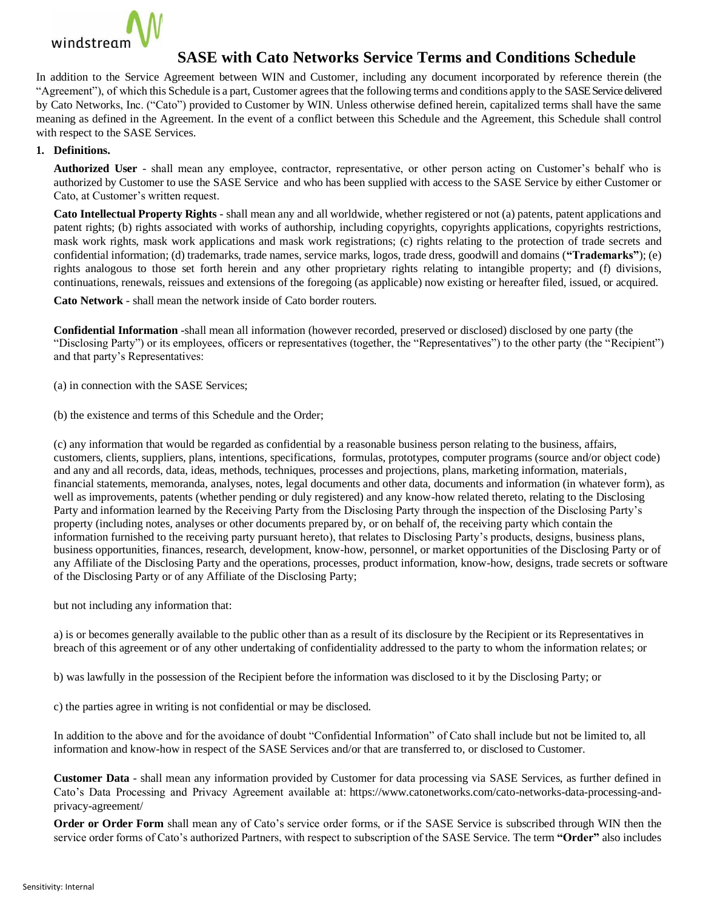# SASE with Cato Networks Service Terms and Conditions Schedule

In addition to the Service Agreement between WIN and Customer, including any document incorporated by reference therein (the "Agreement"), of which this Schedule is a part, Customer agrees that the following terms and conditions apply to the SASE Service delivered by Cato Networks, Inc. ("Cato") provided to Customer by WIN. Unless otherwise defined herein, capitalized terms shall have the same meaning as defined in the Agreement. In the event of a conflict between this Schedule and the Agreement, this Schedule shall control with respect to the SASE Services.

**1. Definitions.**

**Authorized User** - shall mean any employee, contractor, representative, or other person acting on Customer's behalf who is authorized by Customer to use the SASE Service and who has been supplied with access to the SASE Service by either Customer or Cato, at Customer's written request.

**Cato Intellectual Property Rights** - shall mean any and all worldwide, whether registered or not (a) patents, patent applications and patent rights; (b) rights associated with works of authorship, including copyrights, copyrights applications, copyrights restrictions, mask work rights, mask work applications and mask work registrations; (c) rights relating to the protection of trade secrets and confidential information; (d) trademarks, trade names, service marks, logos, trade dress, goodwill and domains (**"Trademarks"**); (e) rights analogous to those set forth herein and any other proprietary rights relating to intangible property; and (f) divisions, continuations, renewals, reissues and extensions of the foregoing (as applicable) now existing or hereafter filed, issued, or acquired.

**Cato Network** - shall mean the network inside of Cato border routers.

**Confidential Information** -shall mean all information (however recorded, preserved or disclosed) disclosed by one party (the "Disclosing Party") or its employees, officers or representatives (together, the "Representatives") to the other party (the "Recipient") and that party's Representatives:

(a) in connection with the SASE Services;

(b) the existence and terms of this Schedule and the Order;

(c) any information that would be regarded as confidential by a reasonable business person relating to the business, affairs, customers, clients, suppliers, plans, intentions, specifications, formulas, prototypes, computer programs (source and/or object code) and any and all records, data, ideas, methods, techniques, processes and projections, plans, marketing information, materials, financial statements, memoranda, analyses, notes, legal documents and other data, documents and information (in whatever form), as well as improvements, patents (whether pending or duly registered) and any know-how related thereto, relating to the Disclosing Party and information learned by the Receiving Party from the Disclosing Party through the inspection of the Disclosing Party's property (including notes, analyses or other documents prepared by, or on behalf of, the receiving party which contain the information furnished to the receiving party pursuant hereto), that relates to Disclosing Party's products, designs, business plans, business opportunities, finances, research, development, know-how, personnel, or market opportunities of the Disclosing Party or of any Affiliate of the Disclosing Party and the operations, processes, product information, know-how, designs, trade secrets or software of the Disclosing Party or of any Affiliate of the Disclosing Party;

but not including any information that:

a) is or becomes generally available to the public other than as a result of its disclosure by the Recipient or its Representatives in breach of this agreement or of any other undertaking of confidentiality addressed to the party to whom the information relates; or

b) was lawfully in the possession of the Recipient before the information was disclosed to it by the Disclosing Party; or

c) the parties agree in writing is not confidential or may be disclosed.

In addition to the above and for the avoidance of doubt "Confidential Information" of Cato shall include but not be limited to, all information and know-how in respect of the SASE Services and/or that are transferred to, or disclosed to Customer.

**Customer Data** - shall mean any information provided by Customer for data processing via SASE Services, as further defined in Cato's Data Processing and Privacy Agreement available at: https://www.catonetworks.com/cato-networks-data-processing-and-privacy-agreement/

**Order or Order Form** shall mean any of Cato's service order forms, or if the SASE Service is subscribed through WIN then the service order forms of Cato's authorized Partners, with respect to subscription of the SASE Service. The term **"Order"** also includes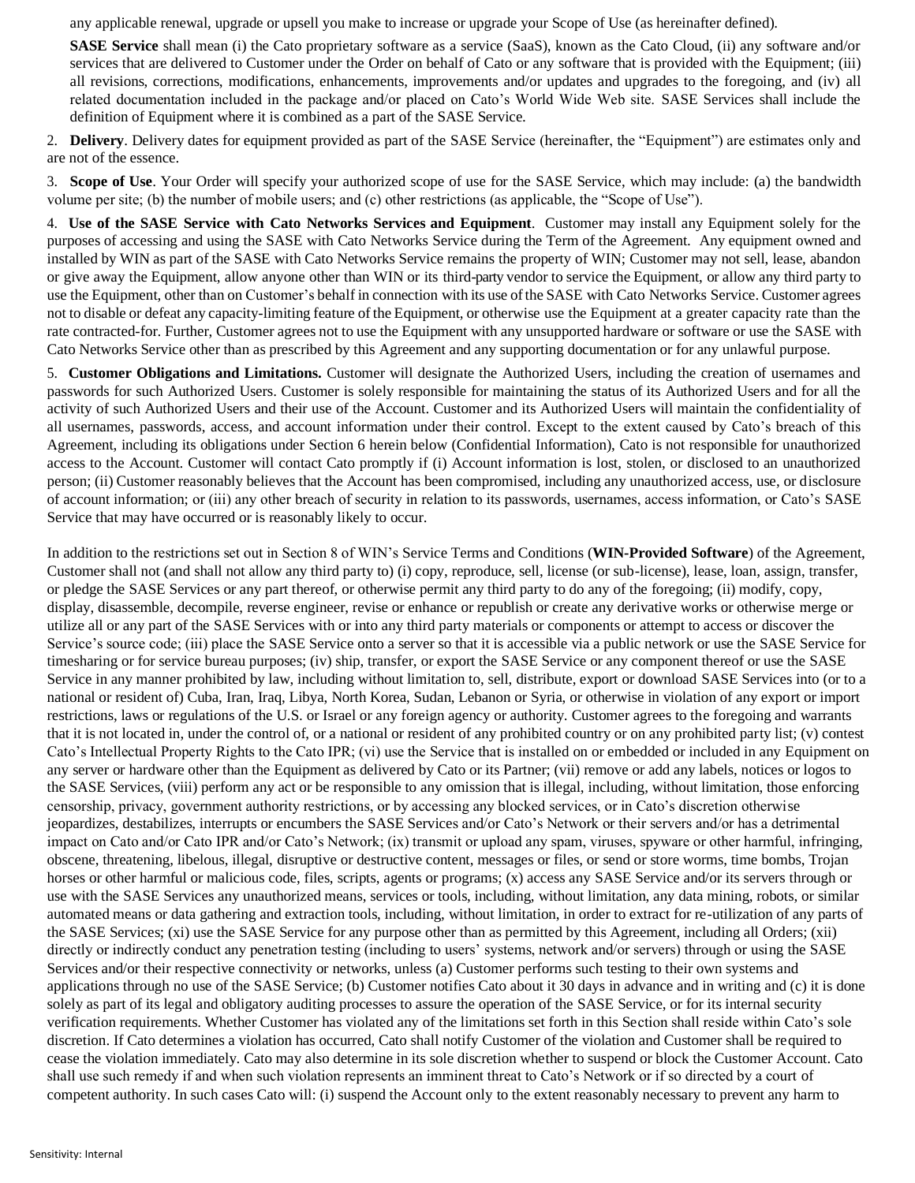any applicable renewal, upgrade or upsell you make to increase or upgrade your Scope of Use (as hereinafter defined).

**SASE Service** shall mean (i) the Cato proprietary software as a service (SaaS), known as the Cato Cloud, (ii) any software and/or services that are delivered to Customer under the Order on behalf of Cato or any software that is provided with the Equipment; (iii) all revisions, corrections, modifications, enhancements, improvements and/or updates and upgrades to the foregoing, and (iv) all related documentation included in the package and/or placed on Cato's World Wide Web site. SASE Services shall include the definition of Equipment where it is combined as a part of the SASE Service.

2. **Delivery**. Delivery dates for equipment provided as part of the SASE Service (hereinafter, the "Equipment") are estimates only and are not of the essence.

3. **Scope of Use**. Your Order will specify your authorized scope of use for the SASE Service, which may include: (a) the bandwidth volume per site; (b) the number of mobile users; and (c) other restrictions (as applicable, the "Scope of Use").

4. **Use of the SASE Service with Cato Networks Services and Equipment**. Customer may install any Equipment solely for the purposes of accessing and using the SASE with Cato Networks Service during the Term of the Agreement. Any equipment owned and installed by WIN as part of the SASE with Cato Networks Service remains the property of WIN; Customer may not sell, lease, abandon or give away the Equipment, allow anyone other than WIN or its third-party vendor to service the Equipment, or allow any third party to use the Equipment, other than on Customer's behalf in connection with its use of the SASE with Cato Networks Service. Customer agrees not to disable or defeat any capacity-limiting feature of the Equipment, or otherwise use the Equipment at a greater capacity rate than the rate contracted-for. Further, Customer agrees not to use the Equipment with any unsupported hardware or software or use the SASE with Cato Networks Service other than as prescribed by this Agreement and any supporting documentation or for any unlawful purpose.

5. **Customer Obligations and Limitations.** Customer will designate the Authorized Users, including the creation of usernames and passwords for such Authorized Users. Customer is solely responsible for maintaining the status of its Authorized Users and for all the activity of such Authorized Users and their use of the Account. Customer and its Authorized Users will maintain the confidentiality of all usernames, passwords, access, and account information under their control. Except to the extent caused by Cato's breach of this Agreement, including its obligations under Section 6 herein below (Confidential Information), Cato is not responsible for unauthorized access to the Account. Customer will contact Cato promptly if (i) Account information is lost, stolen, or disclosed to an unauthorized person; (ii) Customer reasonably believes that the Account has been compromised, including any unauthorized access, use, or disclosure of account information; or (iii) any other breach of security in relation to its passwords, usernames, access information, or Cato's SASE Service that may have occurred or is reasonably likely to occur.

In addition to the restrictions set out in Section 8 of WIN's Service Terms and Conditions (**WIN-Provided Software**) of the Agreement, Customer shall not (and shall not allow any third party to) (i) copy, reproduce, sell, license (or sub-license), lease, loan, assign, transfer, or pledge the SASE Services or any part thereof, or otherwise permit any third party to do any of the foregoing; (ii) modify, copy, display, disassemble, decompile, reverse engineer, revise or enhance or republish or create any derivative works or otherwise merge or utilize all or any part of the SASE Services with or into any third party materials or components or attempt to access or discover the Service's source code; (iii) place the SASE Service onto a server so that it is accessible via a public network or use the SASE Service for timesharing or for service bureau purposes; (iv) ship, transfer, or export the SASE Service or any component thereof or use the SASE Service in any manner prohibited by law, including without limitation to, sell, distribute, export or download SASE Services into (or to a national or resident of) Cuba, Iran, Iraq, Libya, North Korea, Sudan, Lebanon or Syria, or otherwise in violation of any export or import restrictions, laws or regulations of the U.S. or Israel or any foreign agency or authority. Customer agrees to the foregoing and warrants that it is not located in, under the control of, or a national or resident of any prohibited country or on any prohibited party list; (v) contest Cato's Intellectual Property Rights to the Cato IPR; (vi) use the Service that is installed on or embedded or included in any Equipment on any server or hardware other than the Equipment as delivered by Cato or its Partner; (vii) remove or add any labels, notices or logos to the SASE Services, (viii) perform any act or be responsible to any omission that is illegal, including, without limitation, those enforcing censorship, privacy, government authority restrictions, or by accessing any blocked services, or in Cato's discretion otherwise jeopardizes, destabilizes, interrupts or encumbers the SASE Services and/or Cato's Network or their servers and/or has a detrimental impact on Cato and/or Cato IPR and/or Cato's Network; (ix) transmit or upload any spam, viruses, spyware or other harmful, infringing, obscene, threatening, libelous, illegal, disruptive or destructive content, messages or files, or send or store worms, time bombs, Trojan horses or other harmful or malicious code, files, scripts, agents or programs; (x) access any SASE Service and/or its servers through or use with the SASE Services any unauthorized means, services or tools, including, without limitation, any data mining, robots, or similar automated means or data gathering and extraction tools, including, without limitation, in order to extract for re-utilization of any parts of the SASE Services; (xi) use the SASE Service for any purpose other than as permitted by this Agreement, including all Orders; (xii) directly or indirectly conduct any penetration testing (including to users' systems, network and/or servers) through or using the SASE Services and/or their respective connectivity or networks, unless (a) Customer performs such testing to their own systems and applications through no use of the SASE Service; (b) Customer notifies Cato about it 30 days in advance and in writing and (c) it is done solely as part of its legal and obligatory auditing processes to assure the operation of the SASE Service, or for its internal security verification requirements. Whether Customer has violated any of the limitations set forth in this Section shall reside within Cato's sole discretion. If Cato determines a violation has occurred, Cato shall notify Customer of the violation and Customer shall be required to cease the violation immediately. Cato may also determine in its sole discretion whether to suspend or block the Customer Account. Cato shall use such remedy if and when such violation represents an imminent threat to Cato's Network or if so directed by a court of competent authority. In such cases Cato will: (i) suspend the Account only to the extent reasonably necessary to prevent any harm to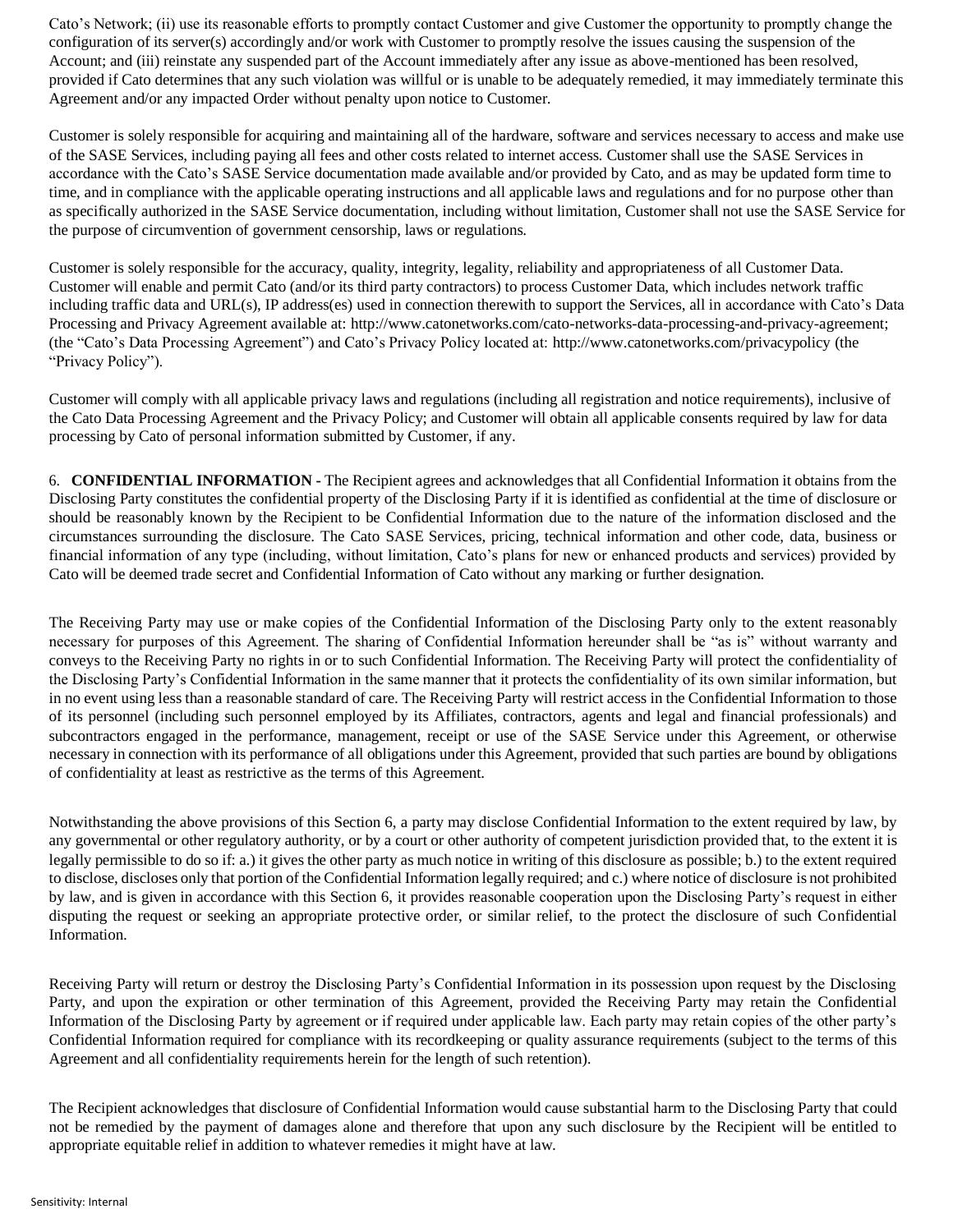Cato's Network; (ii) use its reasonable efforts to promptly contact Customer and give Customer the opportunity to promptly change the configuration of its server(s) accordingly and/or work with Customer to promptly resolve the issues causing the suspension of the Account; and (iii) reinstate any suspended part of the Account immediately after any issue as above-mentioned has been resolved, provided if Cato determines that any such violation was willful or is unable to be adequately remedied, it may immediately terminate this Agreement and/or any impacted Order without penalty upon notice to Customer.

Customer is solely responsible for acquiring and maintaining all of the hardware, software and services necessary to access and make use of the SASE Services, including paying all fees and other costs related to internet access. Customer shall use the SASE Services in accordance with the Cato's SASE Service documentation made available and/or provided by Cato, and as may be updated form time to time, and in compliance with the applicable operating instructions and all applicable laws and regulations and for no purpose other than as specifically authorized in the SASE Service documentation, including without limitation, Customer shall not use the SASE Service for the purpose of circumvention of government censorship, laws or regulations.

Customer is solely responsible for the accuracy, quality, integrity, legality, reliability and appropriateness of all Customer Data. Customer will enable and permit Cato (and/or its third party contractors) to process Customer Data, which includes network traffic including traffic data and URL(s), IP address(es) used in connection therewith to support the Services, all in accordance with Cato's Data Processing and Privacy Agreement available at: http://www.catonetworks.com/cato-networks-data-processing-and-privacy-agreement; (the "Cato's Data Processing Agreement") and Cato's Privacy Policy located at: http://www.catonetworks.com/privacypolicy (the "Privacy Policy").

Customer will comply with all applicable privacy laws and regulations (including all registration and notice requirements), inclusive of the Cato Data Processing Agreement and the Privacy Policy; and Customer will obtain all applicable consents required by law for data processing by Cato of personal information submitted by Customer, if any.

6. **CONFIDENTIAL INFORMATION -** The Recipient agrees and acknowledges that all Confidential Information it obtains from the Disclosing Party constitutes the confidential property of the Disclosing Party if it is identified as confidential at the time of disclosure or should be reasonably known by the Recipient to be Confidential Information due to the nature of the information disclosed and the circumstances surrounding the disclosure. The Cato SASE Services, pricing, technical information and other code, data, business or financial information of any type (including, without limitation, Cato's plans for new or enhanced products and services) provided by Cato will be deemed trade secret and Confidential Information of Cato without any marking or further designation.

The Receiving Party may use or make copies of the Confidential Information of the Disclosing Party only to the extent reasonably necessary for purposes of this Agreement. The sharing of Confidential Information hereunder shall be "as is" without warranty and conveys to the Receiving Party no rights in or to such Confidential Information. The Receiving Party will protect the confidentiality of the Disclosing Party's Confidential Information in the same manner that it protects the confidentiality of its own similar information, but in no event using less than a reasonable standard of care. The Receiving Party will restrict access in the Confidential Information to those of its personnel (including such personnel employed by its Affiliates, contractors, agents and legal and financial professionals) and subcontractors engaged in the performance, management, receipt or use of the SASE Service under this Agreement, or otherwise necessary in connection with its performance of all obligations under this Agreement, provided that such parties are bound by obligations of confidentiality at least as restrictive as the terms of this Agreement.

Notwithstanding the above provisions of this Section 6, a party may disclose Confidential Information to the extent required by law, by any governmental or other regulatory authority, or by a court or other authority of competent jurisdiction provided that, to the extent it is legally permissible to do so if: a.) it gives the other party as much notice in writing of this disclosure as possible; b.) to the extent required to disclose, discloses only that portion of the Confidential Information legally required; and c.) where notice of disclosure is not prohibited by law, and is given in accordance with this Section 6, it provides reasonable cooperation upon the Disclosing Party's request in either disputing the request or seeking an appropriate protective order, or similar relief, to the protect the disclosure of such Confidential Information.

Receiving Party will return or destroy the Disclosing Party's Confidential Information in its possession upon request by the Disclosing Party, and upon the expiration or other termination of this Agreement, provided the Receiving Party may retain the Confidential Information of the Disclosing Party by agreement or if required under applicable law. Each party may retain copies of the other party's Confidential Information required for compliance with its recordkeeping or quality assurance requirements (subject to the terms of this Agreement and all confidentiality requirements herein for the length of such retention).

The Recipient acknowledges that disclosure of Confidential Information would cause substantial harm to the Disclosing Party that could not be remedied by the payment of damages alone and therefore that upon any such disclosure by the Recipient will be entitled to appropriate equitable relief in addition to whatever remedies it might have at law.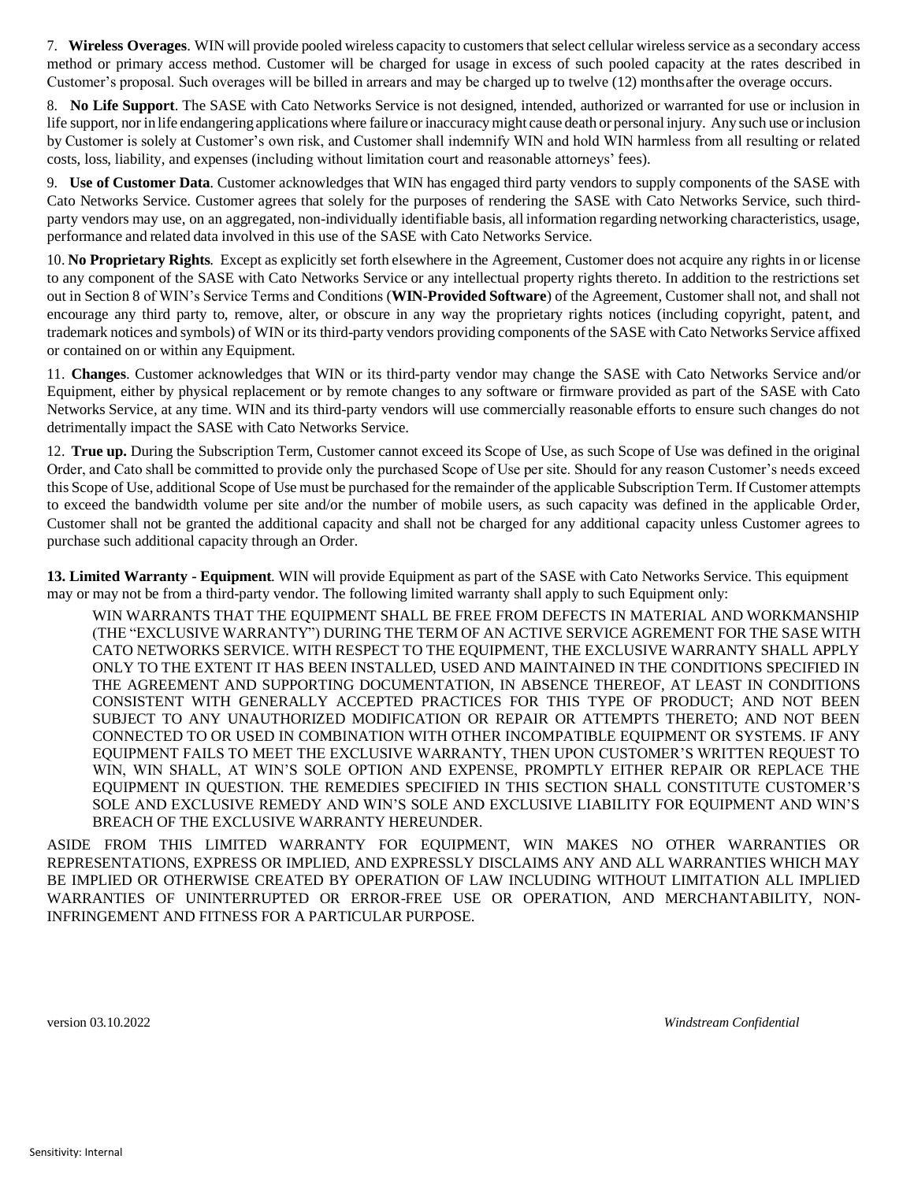7. **Wireless Overages**. WIN will provide pooled wireless capacity to customers that select cellular wireless service as a secondary access method or primary access method. Customer will be charged for usage in excess of such pooled capacity at the rates described in Customer's proposal. Such overages will be billed in arrears and may be charged up to twelve (12) monthsafter the overage occurs.

8. **No Life Support**. The SASE with Cato Networks Service is not designed, intended, authorized or warranted for use or inclusion in life support, nor in life endangering applications where failure or inaccuracy might cause death or personal injury. Any such use or inclusion by Customer is solely at Customer's own risk, and Customer shall indemnify WIN and hold WIN harmless from all resulting or related costs, loss, liability, and expenses (including without limitation court and reasonable attorneys' fees).

9. **Use of Customer Data**. Customer acknowledges that WIN has engaged third party vendors to supply components of the SASE with Cato Networks Service. Customer agrees that solely for the purposes of rendering the SASE with Cato Networks Service, such third-party vendors may use, on an aggregated, non-individually identifiable basis, all information regarding networking characteristics, usage, performance and related data involved in this use of the SASE with Cato Networks Service.

10. **No Proprietary Rights**. Except as explicitly set forth elsewhere in the Agreement, Customer does not acquire any rights in or license to any component of the SASE with Cato Networks Service or any intellectual property rights thereto. In addition to the restrictions set out in Section 8 of WIN's Service Terms and Conditions (**WIN-Provided Software**) of the Agreement, Customer shall not, and shall not encourage any third party to, remove, alter, or obscure in any way the proprietary rights notices (including copyright, patent, and trademark notices and symbols) of WIN or its third-party vendors providing components of the SASE with Cato Networks Service affixed or contained on or within any Equipment.

11. **Changes**. Customer acknowledges that WIN or its third-party vendor may change the SASE with Cato Networks Service and/or Equipment, either by physical replacement or by remote changes to any software or firmware provided as part of the SASE with Cato Networks Service, at any time. WIN and its third-party vendors will use commercially reasonable efforts to ensure such changes do not detrimentally impact the SASE with Cato Networks Service.

12. **True up.** During the Subscription Term, Customer cannot exceed its Scope of Use, as such Scope of Use was defined in the original Order, and Cato shall be committed to provide only the purchased Scope of Use per site. Should for any reason Customer's needs exceed this Scope of Use, additional Scope of Use must be purchased for the remainder of the applicable Subscription Term. If Customer attempts to exceed the bandwidth volume per site and/or the number of mobile users, as such capacity was defined in the applicable Order, Customer shall not be granted the additional capacity and shall not be charged for any additional capacity unless Customer agrees to purchase such additional capacity through an Order.

**13. Limited Warranty - Equipment**. WIN will provide Equipment as part of the SASE with Cato Networks Service. This equipment may or may not be from a third-party vendor. The following limited warranty shall apply to such Equipment only:

> WIN WARRANTS THAT THE EQUIPMENT SHALL BE FREE FROM DEFECTS IN MATERIAL AND WORKMANSHIP (THE "EXCLUSIVE WARRANTY") DURING THE TERM OF AN ACTIVE SERVICE AGREMENT FOR THE SASE WITH CATO NETWORKS SERVICE. WITH RESPECT TO THE EQUIPMENT, THE EXCLUSIVE WARRANTY SHALL APPLY ONLY TO THE EXTENT IT HAS BEEN INSTALLED, USED AND MAINTAINED IN THE CONDITIONS SPECIFIED IN THE AGREEMENT AND SUPPORTING DOCUMENTATION, IN ABSENCE THEREOF, AT LEAST IN CONDITIONS CONSISTENT WITH GENERALLY ACCEPTED PRACTICES FOR THIS TYPE OF PRODUCT; AND NOT BEEN SUBJECT TO ANY UNAUTHORIZED MODIFICATION OR REPAIR OR ATTEMPTS THERETO; AND NOT BEEN CONNECTED TO OR USED IN COMBINATION WITH OTHER INCOMPATIBLE EQUIPMENT OR SYSTEMS. IF ANY EQUIPMENT FAILS TO MEET THE EXCLUSIVE WARRANTY, THEN UPON CUSTOMER'S WRITTEN REQUEST TO WIN, WIN SHALL, AT WIN'S SOLE OPTION AND EXPENSE, PROMPTLY EITHER REPAIR OR REPLACE THE EQUIPMENT IN QUESTION. THE REMEDIES SPECIFIED IN THIS SECTION SHALL CONSTITUTE CUSTOMER'S SOLE AND EXCLUSIVE REMEDY AND WIN'S SOLE AND EXCLUSIVE LIABILITY FOR EQUIPMENT AND WIN'S BREACH OF THE EXCLUSIVE WARRANTY HEREUNDER.

ASIDE FROM THIS LIMITED WARRANTY FOR EQUIPMENT, WIN MAKES NO OTHER WARRANTIES OR REPRESENTATIONS, EXPRESS OR IMPLIED, AND EXPRESSLY DISCLAIMS ANY AND ALL WARRANTIES WHICH MAY BE IMPLIED OR OTHERWISE CREATED BY OPERATION OF LAW INCLUDING WITHOUT LIMITATION ALL IMPLIED WARRANTIES OF UNINTERRUPTED OR ERROR-FREE USE OR OPERATION, AND MERCHANTABILITY, NON-INFRINGEMENT AND FITNESS FOR A PARTICULAR PURPOSE.